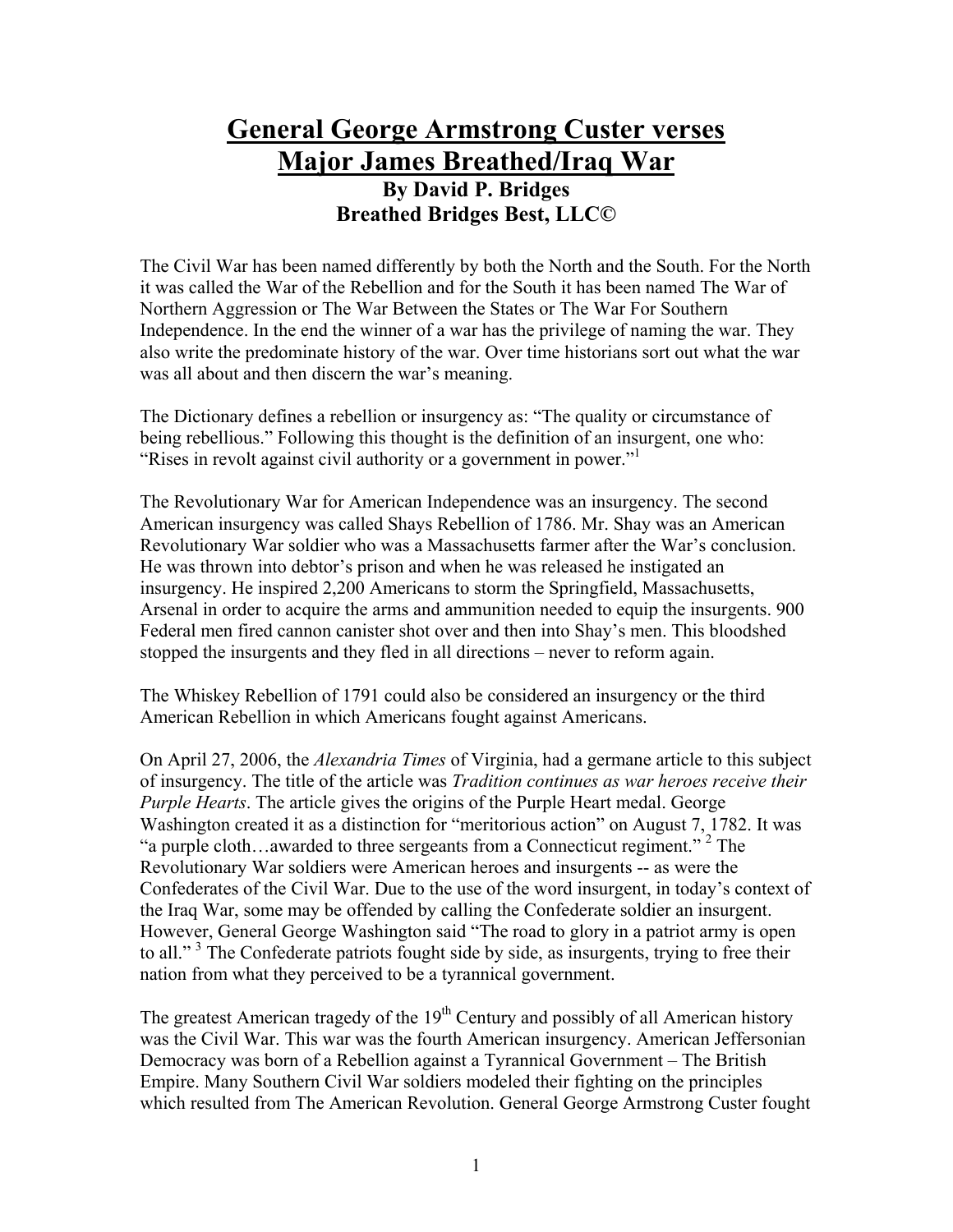# General George Armstrong Custer verses Major James Breathed/Iraq War

**By David P. Bridges**

**Breathed Bridges Best, LLC©**

The Civil War has been named differently by both the North and the South. For the North it was called the War of the Rebellion and for the South it has been named The War of Northern Aggression or The War Between the States or The War For Southern Independence. In the end the winner of a war has the privilege of naming the war. They also write the predominate history of the war. Over time historians sort out what the war was all about and then discern the war's meaning.

The Dictionary defines a rebellion or insurgency as: "The quality or circumstance of being rebellious." Following this thought is the definition of an insurgent, one who: "Rises in revolt against civil authority or a government in power."[1]

The Revolutionary War for American Independence was an insurgency. The second American insurgency was called Shays Rebellion of 1786. Mr. Shay was an American Revolutionary War soldier who was a Massachusetts farmer after the War's conclusion. He was thrown into debtor's prison and when he was released he instigated an insurgency. He inspired 2,200 Americans to storm the Springfield, Massachusetts, Arsenal in order to acquire the arms and ammunition needed to equip the insurgents. 900 Federal men fired cannon canister shot over and then into Shay's men. This bloodshed stopped the insurgents and they fled in all directions – never to reform again.

The Whiskey Rebellion of 1791 could also be considered an insurgency or the third American Rebellion in which Americans fought against Americans.

On April 27, 2006, the *Alexandria Times* of Virginia, had a germane article to this subject of insurgency. The title of the article was *Tradition continues as war heroes receive their Purple Hearts*. The article gives the origins of the Purple Heart medal. George Washington created it as a distinction for "meritorious action" on August 7, 1782. It was "a purple cloth…awarded to three sergeants from a Connecticut regiment." [2] The Revolutionary War soldiers were American heroes and insurgents -- as were the Confederates of the Civil War. Due to the use of the word insurgent, in today's context of the Iraq War, some may be offended by calling the Confederate soldier an insurgent. However, General George Washington said "The road to glory in a patriot army is open to all." [3] The Confederate patriots fought side by side, as insurgents, trying to free their nation from what they perceived to be a tyrannical government.

The greatest American tragedy of the 19th Century and possibly of all American history was the Civil War. This war was the fourth American insurgency. American Jeffersonian Democracy was born of a Rebellion against a Tyrannical Government – The British Empire. Many Southern Civil War soldiers modeled their fighting on the principles which resulted from The American Revolution. General George Armstrong Custer fought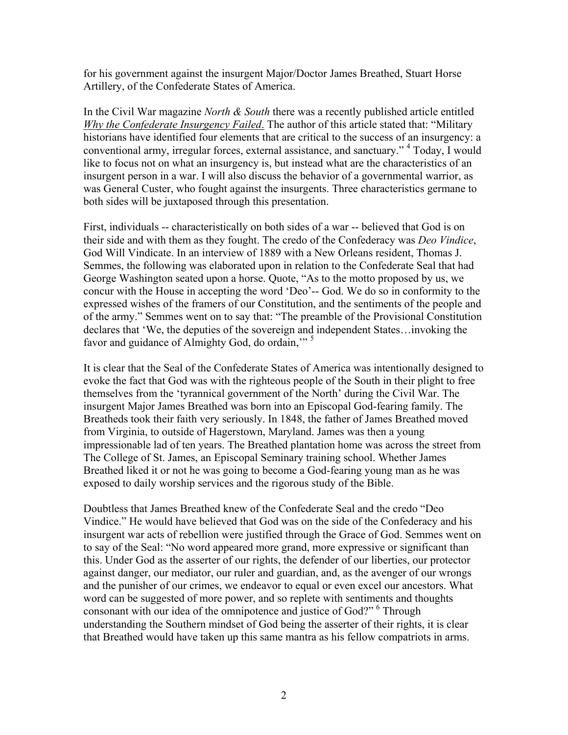for his government against the insurgent Major/Doctor James Breathed, Stuart Horse Artillery, of the Confederate States of America.

In the Civil War magazine *North & South* there was a recently published article entitled *Why the Confederate Insurgency Failed*. The author of this article stated that: "Military historians have identified four elements that are critical to the success of an insurgency: a conventional army, irregular forces, external assistance, and sanctuary." [4] Today, I would like to focus not on what an insurgency is, but instead what are the characteristics of an insurgent person in a war. I will also discuss the behavior of a governmental warrior, as was General Custer, who fought against the insurgents. Three characteristics germane to both sides will be juxtaposed through this presentation.

First, individuals -- characteristically on both sides of a war -- believed that God is on their side and with them as they fought. The credo of the Confederacy was *Deo Vindice*, God Will Vindicate. In an interview of 1889 with a New Orleans resident, Thomas J. Semmes, the following was elaborated upon in relation to the Confederate Seal that had George Washington seated upon a horse. Quote, "As to the motto proposed by us, we concur with the House in accepting the word 'Deo'-- God. We do so in conformity to the expressed wishes of the framers of our Constitution, and the sentiments of the people and of the army." Semmes went on to say that: "The preamble of the Provisional Constitution declares that 'We, the deputies of the sovereign and independent States…invoking the favor and guidance of Almighty God, do ordain,'" [5]

It is clear that the Seal of the Confederate States of America was intentionally designed to evoke the fact that God was with the righteous people of the South in their plight to free themselves from the 'tyrannical government of the North' during the Civil War. The insurgent Major James Breathed was born into an Episcopal God-fearing family. The Breatheds took their faith very seriously. In 1848, the father of James Breathed moved from Virginia, to outside of Hagerstown, Maryland. James was then a young impressionable lad of ten years. The Breathed plantation home was across the street from The College of St. James, an Episcopal Seminary training school. Whether James Breathed liked it or not he was going to become a God-fearing young man as he was exposed to daily worship services and the rigorous study of the Bible.

Doubtless that James Breathed knew of the Confederate Seal and the credo "Deo Vindice." He would have believed that God was on the side of the Confederacy and his insurgent war acts of rebellion were justified through the Grace of God. Semmes went on to say of the Seal: "No word appeared more grand, more expressive or significant than this. Under God as the asserter of our rights, the defender of our liberties, our protector against danger, our mediator, our ruler and guardian, and, as the avenger of our wrongs and the punisher of our crimes, we endeavor to equal or even excel our ancestors. What word can be suggested of more power, and so replete with sentiments and thoughts consonant with our idea of the omnipotence and justice of God?" [6] Through understanding the Southern mindset of God being the asserter of their rights, it is clear that Breathed would have taken up this same mantra as his fellow compatriots in arms.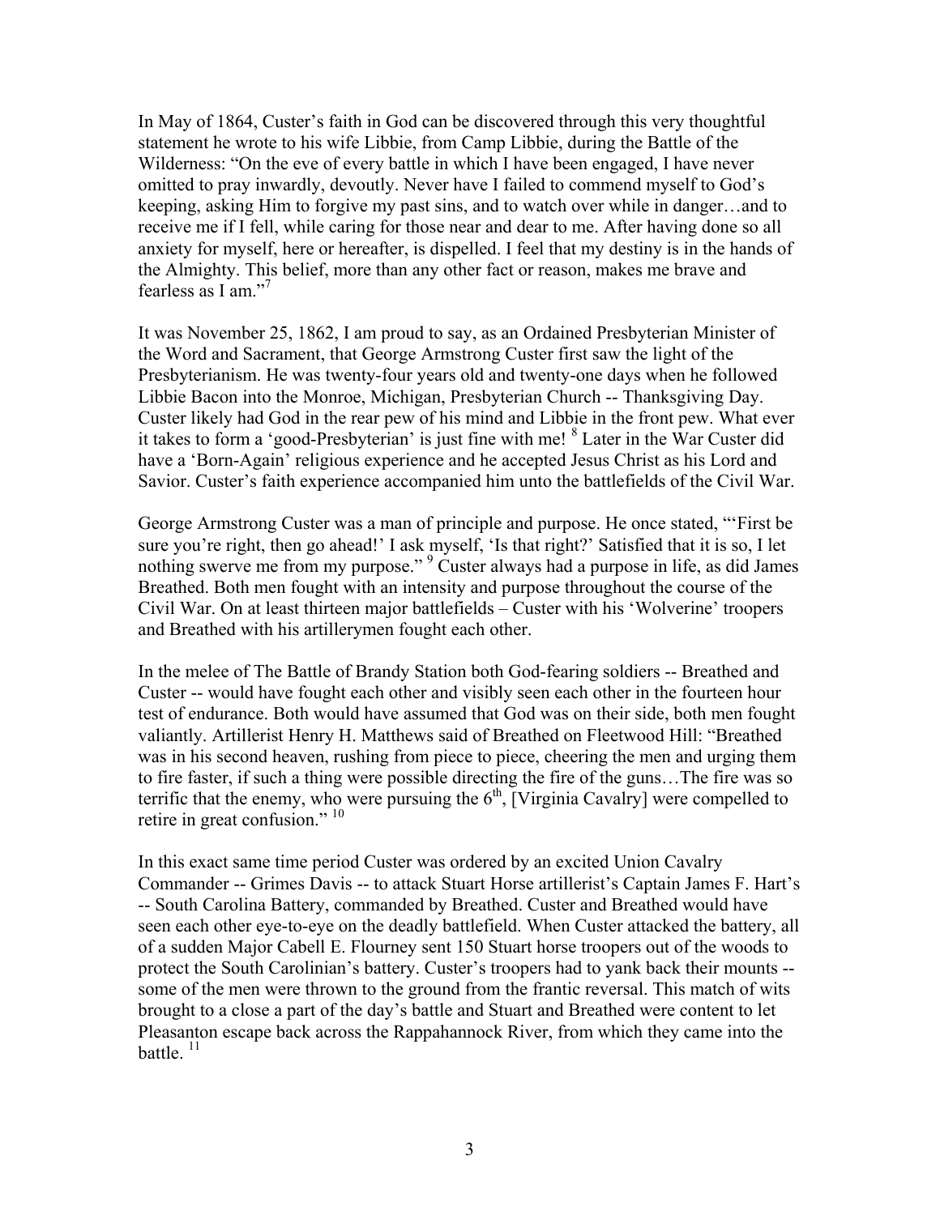In May of 1864, Custer's faith in God can be discovered through this very thoughtful statement he wrote to his wife Libbie, from Camp Libbie, during the Battle of the Wilderness: "On the eve of every battle in which I have been engaged, I have never omitted to pray inwardly, devoutly. Never have I failed to commend myself to God's keeping, asking Him to forgive my past sins, and to watch over while in danger…and to receive me if I fell, while caring for those near and dear to me. After having done so all anxiety for myself, here or hereafter, is dispelled. I feel that my destiny is in the hands of the Almighty. This belief, more than any other fact or reason, makes me brave and fearless as I am."[7]

It was November 25, 1862, I am proud to say, as an Ordained Presbyterian Minister of the Word and Sacrament, that George Armstrong Custer first saw the light of the Presbyterianism. He was twenty-four years old and twenty-one days when he followed Libbie Bacon into the Monroe, Michigan, Presbyterian Church -- Thanksgiving Day. Custer likely had God in the rear pew of his mind and Libbie in the front pew. What ever it takes to form a 'good-Presbyterian' is just fine with me! [8] Later in the War Custer did have a 'Born-Again' religious experience and he accepted Jesus Christ as his Lord and Savior. Custer's faith experience accompanied him unto the battlefields of the Civil War.

George Armstrong Custer was a man of principle and purpose. He once stated, "'First be sure you're right, then go ahead!' I ask myself, 'Is that right?' Satisfied that it is so, I let nothing swerve me from my purpose." [9] Custer always had a purpose in life, as did James Breathed. Both men fought with an intensity and purpose throughout the course of the Civil War. On at least thirteen major battlefields – Custer with his 'Wolverine' troopers and Breathed with his artillerymen fought each other.

In the melee of The Battle of Brandy Station both God-fearing soldiers -- Breathed and Custer -- would have fought each other and visibly seen each other in the fourteen hour test of endurance. Both would have assumed that God was on their side, both men fought valiantly. Artillerist Henry H. Matthews said of Breathed on Fleetwood Hill: "Breathed was in his second heaven, rushing from piece to piece, cheering the men and urging them to fire faster, if such a thing were possible directing the fire of the guns…The fire was so terrific that the enemy, who were pursuing the 6th, [Virginia Cavalry] were compelled to retire in great confusion." [10]

In this exact same time period Custer was ordered by an excited Union Cavalry Commander -- Grimes Davis -- to attack Stuart Horse artillerist's Captain James F. Hart's -- South Carolina Battery, commanded by Breathed. Custer and Breathed would have seen each other eye-to-eye on the deadly battlefield. When Custer attacked the battery, all of a sudden Major Cabell E. Flourney sent 150 Stuart horse troopers out of the woods to protect the South Carolinian's battery. Custer's troopers had to yank back their mounts -- some of the men were thrown to the ground from the frantic reversal. This match of wits brought to a close a part of the day's battle and Stuart and Breathed were content to let Pleasanton escape back across the Rappahannock River, from which they came into the battle. [11]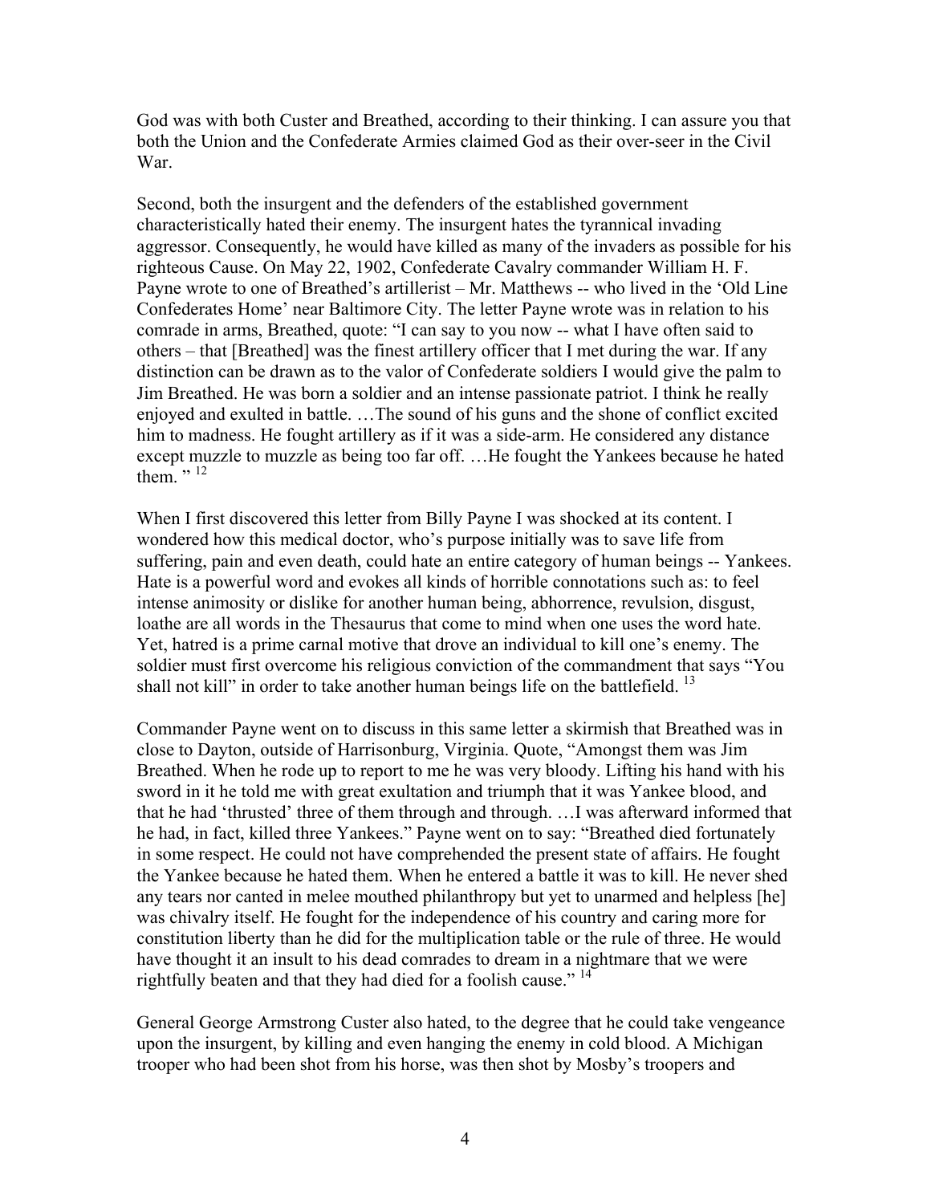God was with both Custer and Breathed, according to their thinking. I can assure you that both the Union and the Confederate Armies claimed God as their over-seer in the Civil War.

Second, both the insurgent and the defenders of the established government characteristically hated their enemy. The insurgent hates the tyrannical invading aggressor. Consequently, he would have killed as many of the invaders as possible for his righteous Cause. On May 22, 1902, Confederate Cavalry commander William H. F. Payne wrote to one of Breathed's artillerist – Mr. Matthews -- who lived in the 'Old Line Confederates Home' near Baltimore City. The letter Payne wrote was in relation to his comrade in arms, Breathed, quote: "I can say to you now -- what I have often said to others – that [Breathed] was the finest artillery officer that I met during the war. If any distinction can be drawn as to the valor of Confederate soldiers I would give the palm to Jim Breathed. He was born a soldier and an intense passionate patriot. I think he really enjoyed and exulted in battle. …The sound of his guns and the shone of conflict excited him to madness. He fought artillery as if it was a side-arm. He considered any distance except muzzle to muzzle as being too far off. …He fought the Yankees because he hated them. "[12]

When I first discovered this letter from Billy Payne I was shocked at its content. I wondered how this medical doctor, who's purpose initially was to save life from suffering, pain and even death, could hate an entire category of human beings -- Yankees. Hate is a powerful word and evokes all kinds of horrible connotations such as: to feel intense animosity or dislike for another human being, abhorrence, revulsion, disgust, loathe are all words in the Thesaurus that come to mind when one uses the word hate. Yet, hatred is a prime carnal motive that drove an individual to kill one's enemy. The soldier must first overcome his religious conviction of the commandment that says "You shall not kill" in order to take another human beings life on the battlefield. [13]

Commander Payne went on to discuss in this same letter a skirmish that Breathed was in close to Dayton, outside of Harrisonburg, Virginia. Quote, "Amongst them was Jim Breathed. When he rode up to report to me he was very bloody. Lifting his hand with his sword in it he told me with great exultation and triumph that it was Yankee blood, and that he had 'thrusted' three of them through and through. …I was afterward informed that he had, in fact, killed three Yankees." Payne went on to say: "Breathed died fortunately in some respect. He could not have comprehended the present state of affairs. He fought the Yankee because he hated them. When he entered a battle it was to kill. He never shed any tears nor canted in melee mouthed philanthropy but yet to unarmed and helpless [he] was chivalry itself. He fought for the independence of his country and caring more for constitution liberty than he did for the multiplication table or the rule of three. He would have thought it an insult to his dead comrades to dream in a nightmare that we were rightfully beaten and that they had died for a foolish cause." [14]

General George Armstrong Custer also hated, to the degree that he could take vengeance upon the insurgent, by killing and even hanging the enemy in cold blood. A Michigan trooper who had been shot from his horse, was then shot by Mosby's troopers and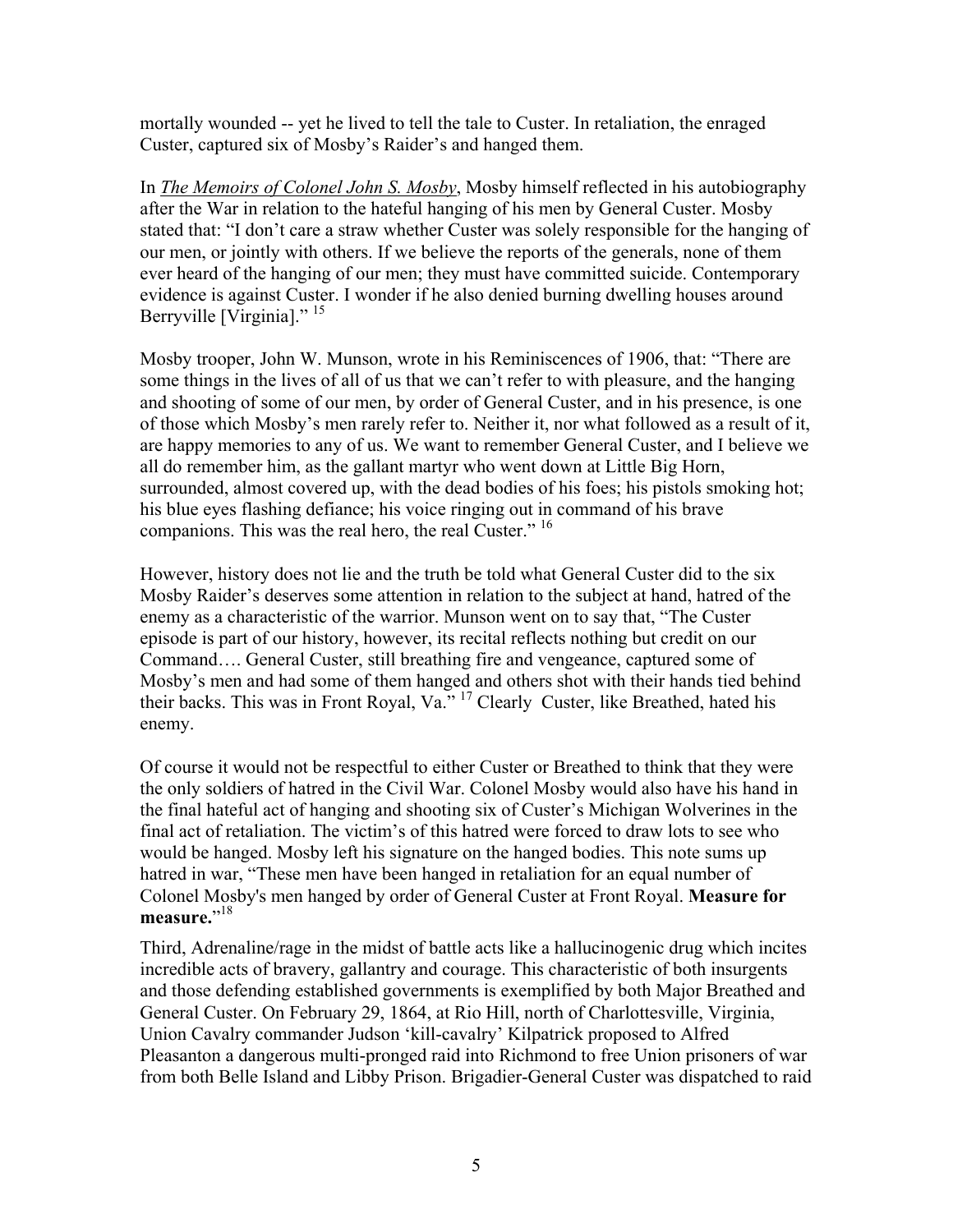mortally wounded -- yet he lived to tell the tale to Custer. In retaliation, the enraged Custer, captured six of Mosby's Raider's and hanged them.

In ***The Memoirs of Colonel John S. Mosby***, Mosby himself reflected in his autobiography after the War in relation to the hateful hanging of his men by General Custer. Mosby stated that: "I don't care a straw whether Custer was solely responsible for the hanging of our men, or jointly with others. If we believe the reports of the generals, none of them ever heard of the hanging of our men; they must have committed suicide. Contemporary evidence is against Custer. I wonder if he also denied burning dwelling houses around Berryville [Virginia]." [15]

Mosby trooper, John W. Munson, wrote in his Reminiscences of 1906, that: "There are some things in the lives of all of us that we can't refer to with pleasure, and the hanging and shooting of some of our men, by order of General Custer, and in his presence, is one of those which Mosby's men rarely refer to. Neither it, nor what followed as a result of it, are happy memories to any of us. We want to remember General Custer, and I believe we all do remember him, as the gallant martyr who went down at Little Big Horn, surrounded, almost covered up, with the dead bodies of his foes; his pistols smoking hot; his blue eyes flashing defiance; his voice ringing out in command of his brave companions. This was the real hero, the real Custer." [16]

However, history does not lie and the truth be told what General Custer did to the six Mosby Raider's deserves some attention in relation to the subject at hand, hatred of the enemy as a characteristic of the warrior. Munson went on to say that, "The Custer episode is part of our history, however, its recital reflects nothing but credit on our Command…. General Custer, still breathing fire and vengeance, captured some of Mosby's men and had some of them hanged and others shot with their hands tied behind their backs. This was in Front Royal, Va." [17] Clearly Custer, like Breathed, hated his enemy.

Of course it would not be respectful to either Custer or Breathed to think that they were the only soldiers of hatred in the Civil War. Colonel Mosby would also have his hand in the final hateful act of hanging and shooting six of Custer's Michigan Wolverines in the final act of retaliation. The victim's of this hatred were forced to draw lots to see who would be hanged. Mosby left his signature on the hanged bodies. This note sums up hatred in war, "These men have been hanged in retaliation for an equal number of Colonel Mosby's men hanged by order of General Custer at Front Royal. **Measure for measure.**"[18]

Third, Adrenaline/rage in the midst of battle acts like a hallucinogenic drug which incites incredible acts of bravery, gallantry and courage. This characteristic of both insurgents and those defending established governments is exemplified by both Major Breathed and General Custer. On February 29, 1864, at Rio Hill, north of Charlottesville, Virginia, Union Cavalry commander Judson 'kill-cavalry' Kilpatrick proposed to Alfred Pleasanton a dangerous multi-pronged raid into Richmond to free Union prisoners of war from both Belle Island and Libby Prison. Brigadier-General Custer was dispatched to raid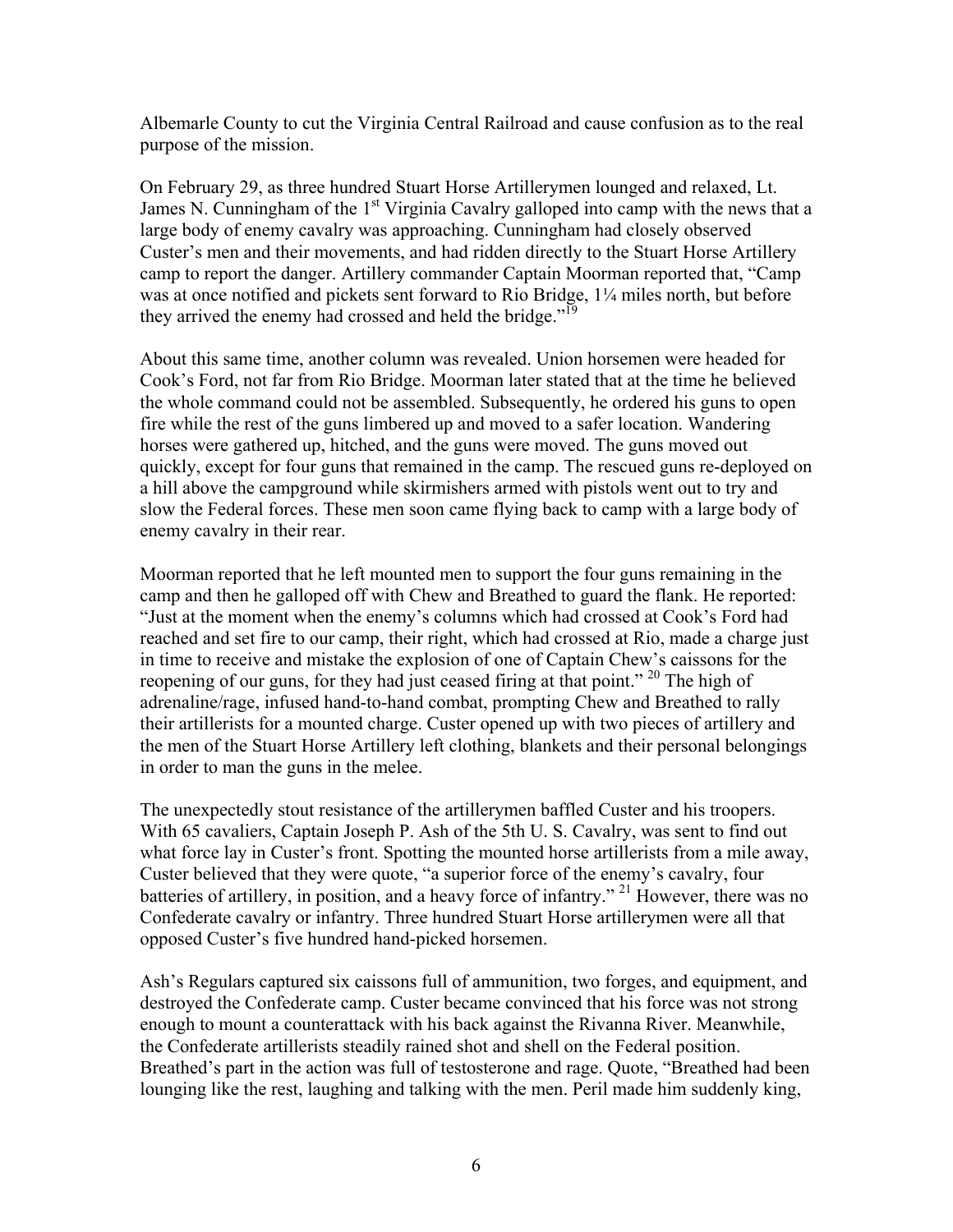Albemarle County to cut the Virginia Central Railroad and cause confusion as to the real purpose of the mission.

On February 29, as three hundred Stuart Horse Artillerymen lounged and relaxed, Lt. James N. Cunningham of the 1st Virginia Cavalry galloped into camp with the news that a large body of enemy cavalry was approaching. Cunningham had closely observed Custer's men and their movements, and had ridden directly to the Stuart Horse Artillery camp to report the danger. Artillery commander Captain Moorman reported that, "Camp was at once notified and pickets sent forward to Rio Bridge, 1¼ miles north, but before they arrived the enemy had crossed and held the bridge."[19]

About this same time, another column was revealed. Union horsemen were headed for Cook's Ford, not far from Rio Bridge. Moorman later stated that at the time he believed the whole command could not be assembled. Subsequently, he ordered his guns to open fire while the rest of the guns limbered up and moved to a safer location. Wandering horses were gathered up, hitched, and the guns were moved. The guns moved out quickly, except for four guns that remained in the camp. The rescued guns re-deployed on a hill above the campground while skirmishers armed with pistols went out to try and slow the Federal forces. These men soon came flying back to camp with a large body of enemy cavalry in their rear.

Moorman reported that he left mounted men to support the four guns remaining in the camp and then he galloped off with Chew and Breathed to guard the flank. He reported: "Just at the moment when the enemy's columns which had crossed at Cook's Ford had reached and set fire to our camp, their right, which had crossed at Rio, made a charge just in time to receive and mistake the explosion of one of Captain Chew's caissons for the reopening of our guns, for they had just ceased firing at that point." [20] The high of adrenaline/rage, infused hand-to-hand combat, prompting Chew and Breathed to rally their artillerists for a mounted charge. Custer opened up with two pieces of artillery and the men of the Stuart Horse Artillery left clothing, blankets and their personal belongings in order to man the guns in the melee.

The unexpectedly stout resistance of the artillerymen baffled Custer and his troopers. With 65 cavaliers, Captain Joseph P. Ash of the 5th U. S. Cavalry, was sent to find out what force lay in Custer's front. Spotting the mounted horse artillerists from a mile away, Custer believed that they were quote, "a superior force of the enemy's cavalry, four batteries of artillery, in position, and a heavy force of infantry." [21] However, there was no Confederate cavalry or infantry. Three hundred Stuart Horse artillerymen were all that opposed Custer's five hundred hand-picked horsemen.

Ash's Regulars captured six caissons full of ammunition, two forges, and equipment, and destroyed the Confederate camp. Custer became convinced that his force was not strong enough to mount a counterattack with his back against the Rivanna River. Meanwhile, the Confederate artillerists steadily rained shot and shell on the Federal position. Breathed's part in the action was full of testosterone and rage. Quote, "Breathed had been lounging like the rest, laughing and talking with the men. Peril made him suddenly king,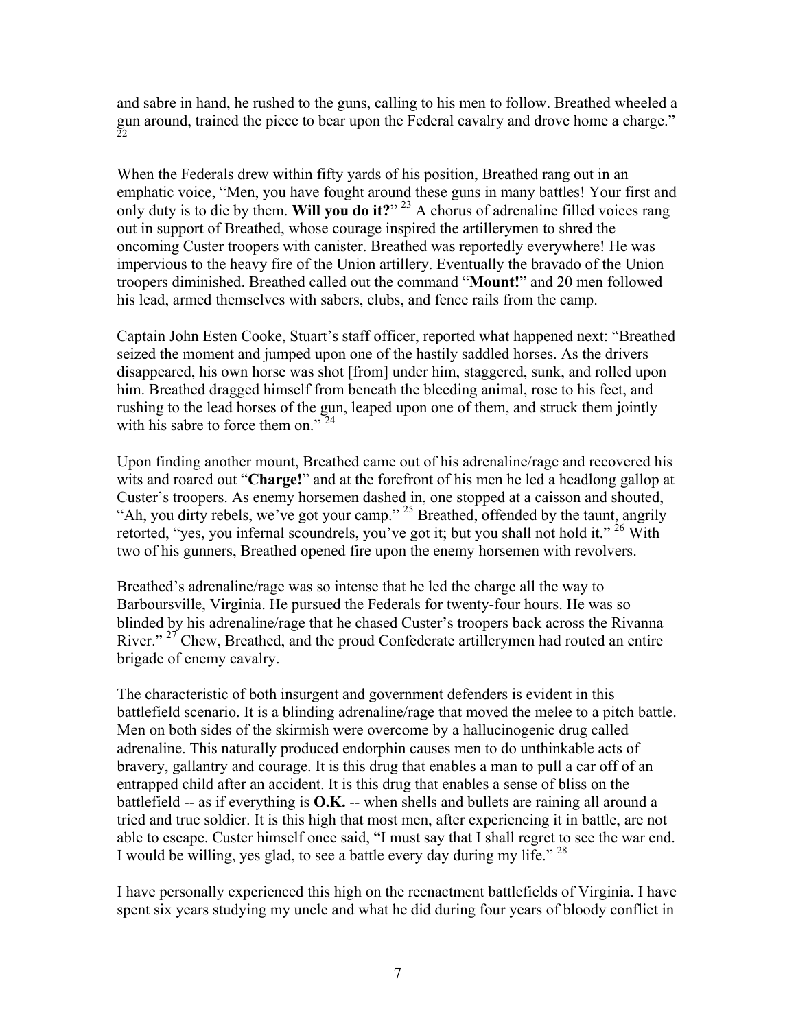and sabre in hand, he rushed to the guns, calling to his men to follow. Breathed wheeled a gun around, trained the piece to bear upon the Federal cavalry and drove home a charge." [22]

When the Federals drew within fifty yards of his position, Breathed rang out in an emphatic voice, "Men, you have fought around these guns in many battles! Your first and only duty is to die by them. **Will you do it?**" [23] A chorus of adrenaline filled voices rang out in support of Breathed, whose courage inspired the artillerymen to shred the oncoming Custer troopers with canister. Breathed was reportedly everywhere! He was impervious to the heavy fire of the Union artillery. Eventually the bravado of the Union troopers diminished. Breathed called out the command "**Mount!**" and 20 men followed his lead, armed themselves with sabers, clubs, and fence rails from the camp.

Captain John Esten Cooke, Stuart's staff officer, reported what happened next: "Breathed seized the moment and jumped upon one of the hastily saddled horses. As the drivers disappeared, his own horse was shot [from] under him, staggered, sunk, and rolled upon him. Breathed dragged himself from beneath the bleeding animal, rose to his feet, and rushing to the lead horses of the gun, leaped upon one of them, and struck them jointly with his sabre to force them on." [24]

Upon finding another mount, Breathed came out of his adrenaline/rage and recovered his wits and roared out "**Charge!**" and at the forefront of his men he led a headlong gallop at Custer's troopers. As enemy horsemen dashed in, one stopped at a caisson and shouted, "Ah, you dirty rebels, we've got your camp." [25] Breathed, offended by the taunt, angrily retorted, "yes, you infernal scoundrels, you've got it; but you shall not hold it." [26] With two of his gunners, Breathed opened fire upon the enemy horsemen with revolvers.

Breathed's adrenaline/rage was so intense that he led the charge all the way to Barboursville, Virginia. He pursued the Federals for twenty-four hours. He was so blinded by his adrenaline/rage that he chased Custer's troopers back across the Rivanna River." [27] Chew, Breathed, and the proud Confederate artillerymen had routed an entire brigade of enemy cavalry.

The characteristic of both insurgent and government defenders is evident in this battlefield scenario. It is a blinding adrenaline/rage that moved the melee to a pitch battle. Men on both sides of the skirmish were overcome by a hallucinogenic drug called adrenaline. This naturally produced endorphin causes men to do unthinkable acts of bravery, gallantry and courage. It is this drug that enables a man to pull a car off of an entrapped child after an accident. It is this drug that enables a sense of bliss on the battlefield -- as if everything is **O.K.** -- when shells and bullets are raining all around a tried and true soldier. It is this high that most men, after experiencing it in battle, are not able to escape. Custer himself once said, "I must say that I shall regret to see the war end. I would be willing, yes glad, to see a battle every day during my life." [28]

I have personally experienced this high on the reenactment battlefields of Virginia. I have spent six years studying my uncle and what he did during four years of bloody conflict in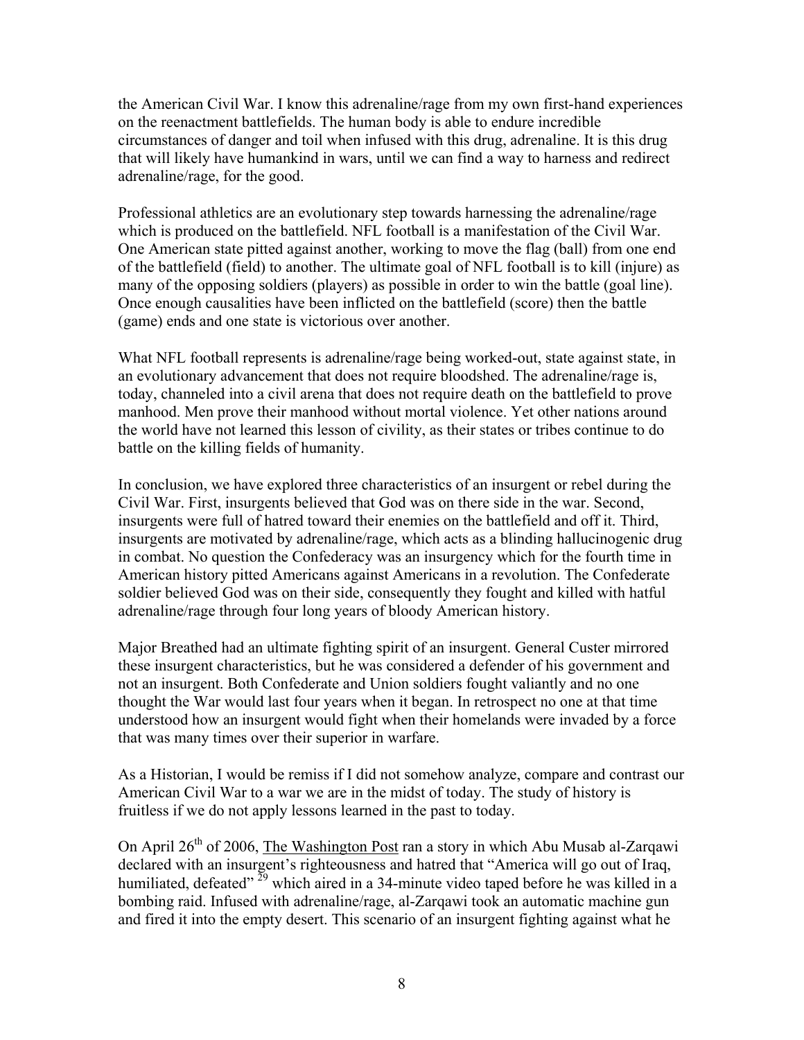the American Civil War. I know this adrenaline/rage from my own first-hand experiences on the reenactment battlefields. The human body is able to endure incredible circumstances of danger and toil when infused with this drug, adrenaline. It is this drug that will likely have humankind in wars, until we can find a way to harness and redirect adrenaline/rage, for the good.

Professional athletics are an evolutionary step towards harnessing the adrenaline/rage which is produced on the battlefield. NFL football is a manifestation of the Civil War. One American state pitted against another, working to move the flag (ball) from one end of the battlefield (field) to another. The ultimate goal of NFL football is to kill (injure) as many of the opposing soldiers (players) as possible in order to win the battle (goal line). Once enough causalities have been inflicted on the battlefield (score) then the battle (game) ends and one state is victorious over another.

What NFL football represents is adrenaline/rage being worked-out, state against state, in an evolutionary advancement that does not require bloodshed. The adrenaline/rage is, today, channeled into a civil arena that does not require death on the battlefield to prove manhood. Men prove their manhood without mortal violence. Yet other nations around the world have not learned this lesson of civility, as their states or tribes continue to do battle on the killing fields of humanity.

In conclusion, we have explored three characteristics of an insurgent or rebel during the Civil War. First, insurgents believed that God was on there side in the war. Second, insurgents were full of hatred toward their enemies on the battlefield and off it. Third, insurgents are motivated by adrenaline/rage, which acts as a blinding hallucinogenic drug in combat. No question the Confederacy was an insurgency which for the fourth time in American history pitted Americans against Americans in a revolution. The Confederate soldier believed God was on their side, consequently they fought and killed with hatful adrenaline/rage through four long years of bloody American history.

Major Breathed had an ultimate fighting spirit of an insurgent. General Custer mirrored these insurgent characteristics, but he was considered a defender of his government and not an insurgent. Both Confederate and Union soldiers fought valiantly and no one thought the War would last four years when it began. In retrospect no one at that time understood how an insurgent would fight when their homelands were invaded by a force that was many times over their superior in warfare.

As a Historian, I would be remiss if I did not somehow analyze, compare and contrast our American Civil War to a war we are in the midst of today. The study of history is fruitless if we do not apply lessons learned in the past to today.

On April 26th of 2006, The Washington Post ran a story in which Abu Musab al-Zarqawi declared with an insurgent's righteousness and hatred that "America will go out of Iraq, humiliated, defeated" [29] which aired in a 34-minute video taped before he was killed in a bombing raid. Infused with adrenaline/rage, al-Zarqawi took an automatic machine gun and fired it into the empty desert. This scenario of an insurgent fighting against what he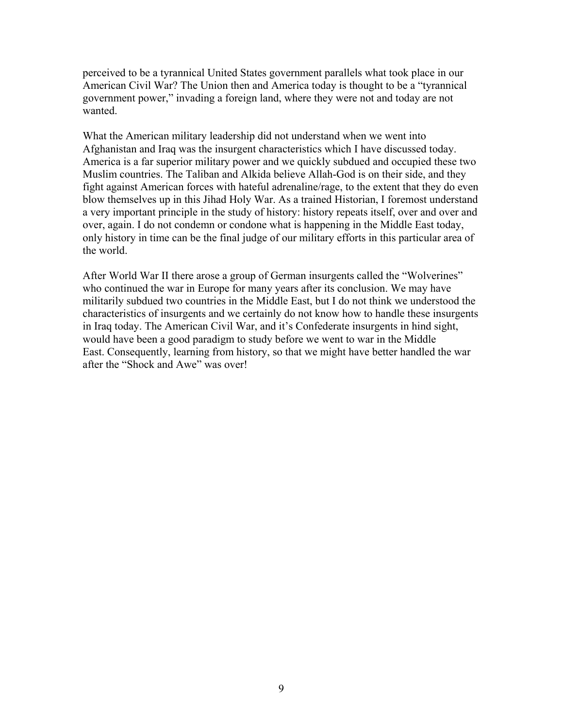perceived to be a tyrannical United States government parallels what took place in our American Civil War? The Union then and America today is thought to be a "tyrannical government power," invading a foreign land, where they were not and today are not wanted.

What the American military leadership did not understand when we went into Afghanistan and Iraq was the insurgent characteristics which I have discussed today. America is a far superior military power and we quickly subdued and occupied these two Muslim countries. The Taliban and Alkida believe Allah-God is on their side, and they fight against American forces with hateful adrenaline/rage, to the extent that they do even blow themselves up in this Jihad Holy War. As a trained Historian, I foremost understand a very important principle in the study of history: history repeats itself, over and over and over, again. I do not condemn or condone what is happening in the Middle East today, only history in time can be the final judge of our military efforts in this particular area of the world.

After World War II there arose a group of German insurgents called the "Wolverines" who continued the war in Europe for many years after its conclusion. We may have militarily subdued two countries in the Middle East, but I do not think we understood the characteristics of insurgents and we certainly do not know how to handle these insurgents in Iraq today. The American Civil War, and it's Confederate insurgents in hind sight, would have been a good paradigm to study before we went to war in the Middle East. Consequently, learning from history, so that we might have better handled the war after the "Shock and Awe" was over!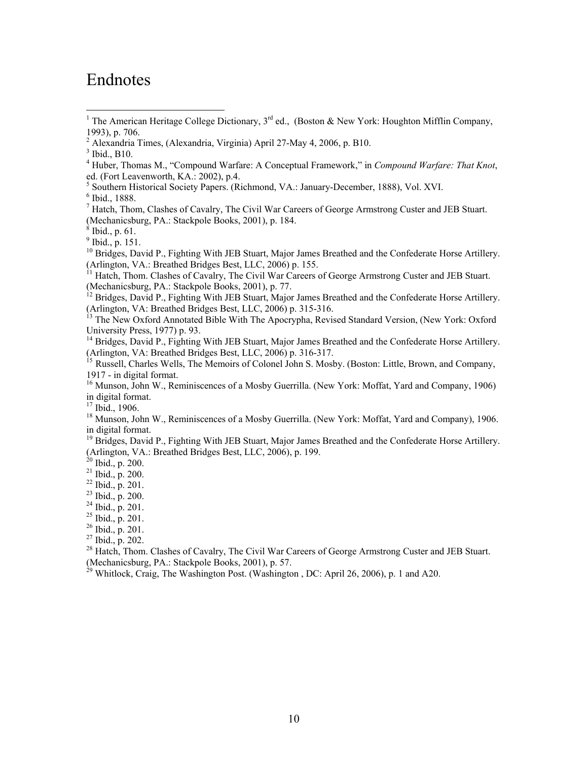# Endnotes

[1] The American Heritage College Dictionary, 3rd ed., (Boston & New York: Houghton Mifflin Company, 1993), p. 706.
[2] Alexandria Times, (Alexandria, Virginia) April 27-May 4, 2006, p. B10.
[3] Ibid., B10.
[4] Huber, Thomas M., "Compound Warfare: A Conceptual Framework," in *Compound Warfare: That Knot*, ed. (Fort Leavenworth, KA.: 2002), p.4.
[5] Southern Historical Society Papers. (Richmond, VA.: January-December, 1888), Vol. XVI.
[6] Ibid., 1888.
[7] Hatch, Thom, Clashes of Cavalry, The Civil War Careers of George Armstrong Custer and JEB Stuart. (Mechanicsburg, PA.: Stackpole Books, 2001), p. 184.
[8] Ibid., p. 61.
[9] Ibid., p. 151.
[10] Bridges, David P., Fighting With JEB Stuart, Major James Breathed and the Confederate Horse Artillery. (Arlington, VA.: Breathed Bridges Best, LLC, 2006) p. 155.
[11] Hatch, Thom. Clashes of Cavalry, The Civil War Careers of George Armstrong Custer and JEB Stuart. (Mechanicsburg, PA.: Stackpole Books, 2001), p. 77.
[12] Bridges, David P., Fighting With JEB Stuart, Major James Breathed and the Confederate Horse Artillery. (Arlington, VA: Breathed Bridges Best, LLC, 2006) p. 315-316.
[13] The New Oxford Annotated Bible With The Apocrypha, Revised Standard Version, (New York: Oxford University Press, 1977) p. 93.
[14] Bridges, David P., Fighting With JEB Stuart, Major James Breathed and the Confederate Horse Artillery. (Arlington, VA: Breathed Bridges Best, LLC, 2006) p. 316-317.
[15] Russell, Charles Wells, The Memoirs of Colonel John S. Mosby. (Boston: Little, Brown, and Company, 1917 - in digital format.
[16] Munson, John W., Reminiscences of a Mosby Guerrilla. (New York: Moffat, Yard and Company, 1906) in digital format.
[17] Ibid., 1906.
[18] Munson, John W., Reminiscences of a Mosby Guerrilla. (New York: Moffat, Yard and Company), 1906. in digital format.
[19] Bridges, David P., Fighting With JEB Stuart, Major James Breathed and the Confederate Horse Artillery. (Arlington, VA.: Breathed Bridges Best, LLC, 2006), p. 199.
[20] Ibid., p. 200.
[21] Ibid., p. 200.
[22] Ibid., p. 201.
[23] Ibid., p. 200.
[24] Ibid., p. 201.
[25] Ibid., p. 201.
[26] Ibid., p. 201.
[27] Ibid., p. 202.
[28] Hatch, Thom. Clashes of Cavalry, The Civil War Careers of George Armstrong Custer and JEB Stuart. (Mechanicsburg, PA.: Stackpole Books, 2001), p. 57.
[29] Whitlock, Craig, The Washington Post. (Washington , DC: April 26, 2006), p. 1 and A20.